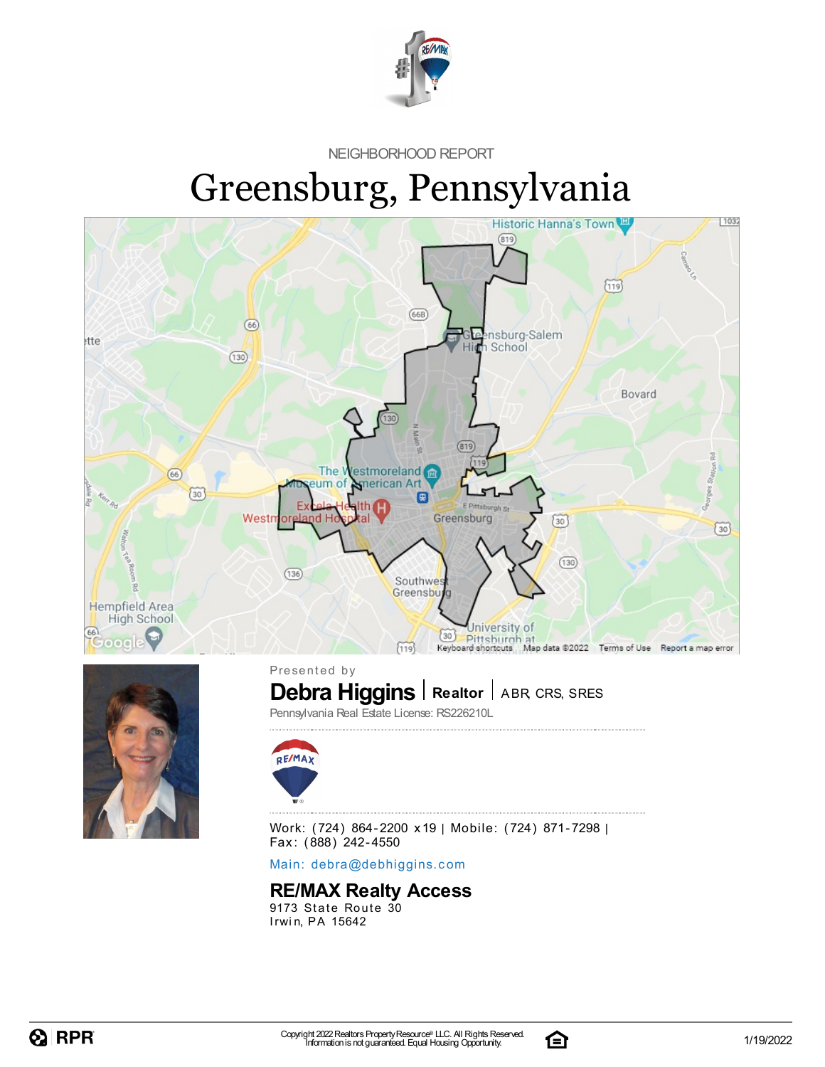NEIGHBORHOOD REPORT

# Greensburg, Pennsylvania

Presented by

**Debra Higgins** | **Realtor** | ABR, CRS, SRES

Pennsylvania Real Estate License: RS226210L

Work: (724) 864-2200 x19 | Mobile: (724) 871-7298 | Fax: (888) 242-4550

Main: debra@debhiggins.com

## RE/MAX Realty Access

9173 State Route 30
Irwin, PA 15642

Copyright 2022 Realtors Property Resource® LLC. All Rights Reserved.
Information is not guaranteed. Equal Housing Opportunity.

1/19/2022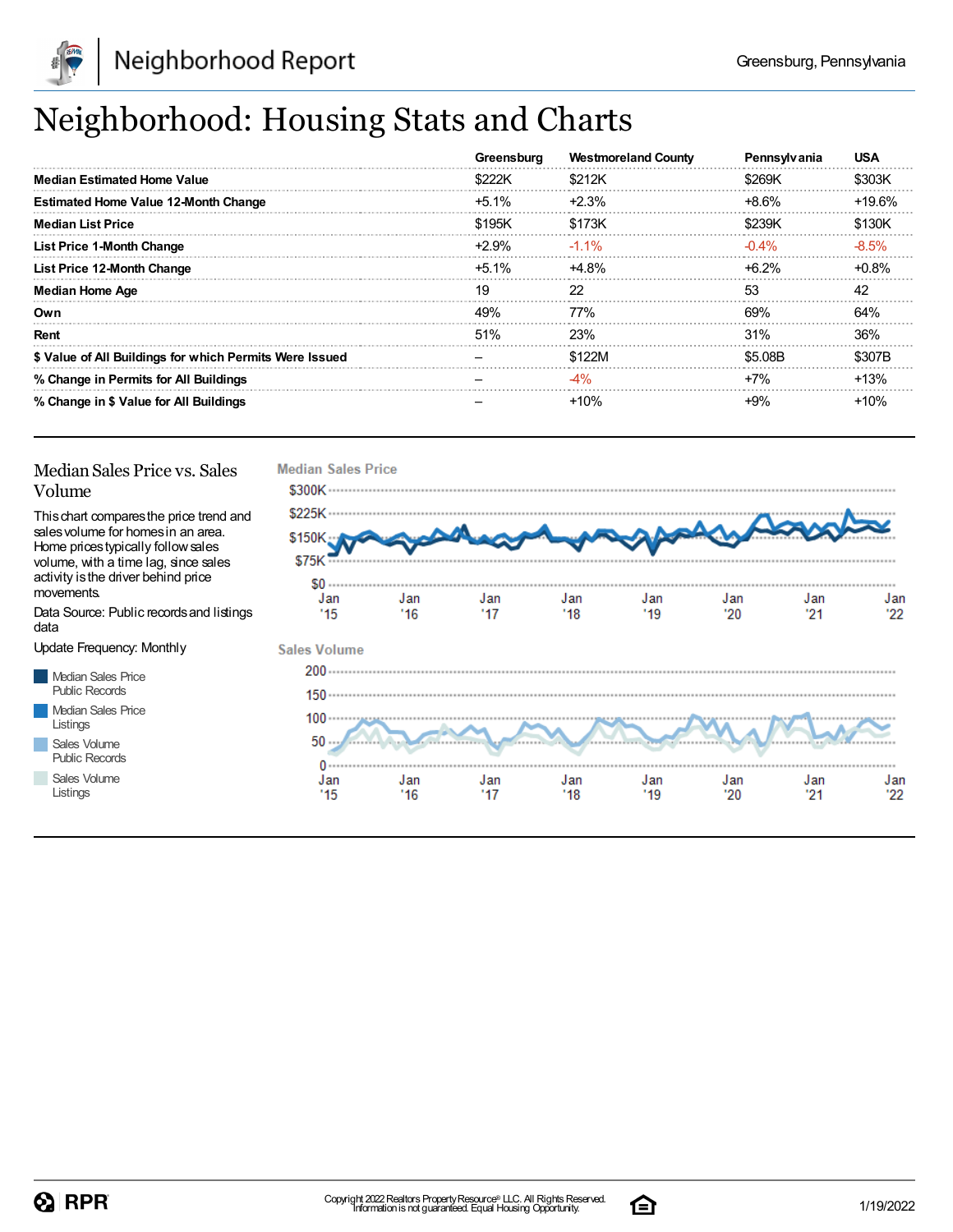# Neighborhood: Housing Stats and Charts

| | Greensburg | Westmoreland County | Pennsylvania | USA |
|---|---|---|---|---|
| **Median Estimated Home Value** | $222K | $212K | $269K | $303K |
| **Estimated Home Value 12-Month Change** | +5.1% | +2.3% | +8.6% | +19.6% |
| **Median List Price** | $195K | $173K | $239K | $130K |
| **List Price 1-Month Change** | +2.9% | -1.1% | -0.4% | -8.5% |
| **List Price 12-Month Change** | +5.1% | +4.8% | +6.2% | +0.8% |
| **Median Home Age** | 19 | 22 | 53 | 42 |
| **Own** | 49% | 77% | 69% | 64% |
| **Rent** | 51% | 23% | 31% | 36% |
| **$ Value of All Buildings for which Permits Were Issued** | – | $122M | $5.08B | $307B |
| **% Change in Permits for All Buildings** | – | -4% | +7% | +13% |
| **% Change in $ Value for All Buildings** | – | +10% | +9% | +10% |

## Median Sales Price vs. Sales Volume

This chart compares the price trend and sales volume for homes in an area. Home prices typically follow sales volume, with a time lag, since sales activity is the driver behind price movements.

Data Source: Public records and listings data

Update Frequency: Monthly

- Median Sales Price Public Records
- Median Sales Price Listings
- Sales Volume Public Records
- Sales Volume Listings

**Median Sales Price**

$300K, $225K, $150K, $75K, $0

Jan '15, Jan '16, Jan '17, Jan '18, Jan '19, Jan '20, Jan '21, Jan '22

**Sales Volume**

200, 150, 100, 50, 0

Jan '15, Jan '16, Jan '17, Jan '18, Jan '19, Jan '20, Jan '21, Jan '22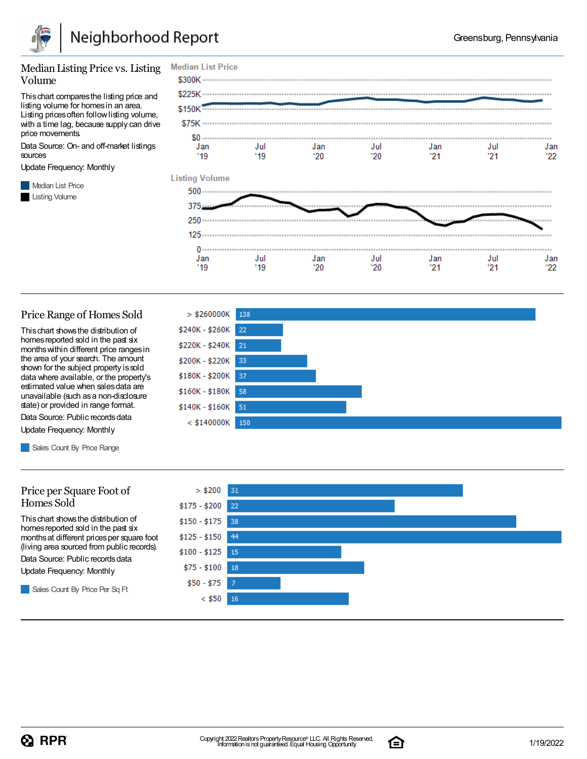## Median Listing Price vs. Listing Volume

This chart compares the listing price and listing volume for homes in an area. Listing prices often follow listing volume, with a time lag, because supply can drive price movements.

Data Source: On- and off-market listings sources

Update Frequency: Monthly

- Median List Price
- Listing Volume

**Median List Price**

$300K, $225K, $150K, $75K, $0

Jan '19, Jul '19, Jan '20, Jul '20, Jan '21, Jul '21, Jan '22

**Listing Volume**

500, 375, 250, 125, 0

Jan '19, Jul '19, Jan '20, Jul '20, Jan '21, Jul '21, Jan '22

## Price Range of Homes Sold

This chart shows the distribution of homes reported sold in the past six months within different price ranges in the area of your search. The amount shown for the subject property is sold data where available, or the property's estimated value when sales data are unavailable (such as a non-disclosure state) or provided in range format.

Data Source: Public records data

Update Frequency: Monthly

- Sales Count By Price Range

| Price Range | Sales Count |
|---|---|
| > $260000K | 138 |
| $240K - $260K | 22 |
| $220K - $240K | 21 |
| $200K - $220K | 33 |
| $180K - $200K | 37 |
| $160K - $180K | 58 |
| $140K - $160K | 51 |
| < $140000K | 150 |

## Price per Square Foot of Homes Sold

This chart shows the distribution of homes reported sold in the past six months at different prices per square foot (living area sourced from public records).

Data Source: Public records data

Update Frequency: Monthly

- Sales Count By Price Per Sq Ft

| Price Per Sq Ft | Sales Count |
|---|---|
| > $200 | 31 |
| $175 - $200 | 22 |
| $150 - $175 | 38 |
| $125 - $150 | 44 |
| $100 - $125 | 15 |
| $75 - $100 | 18 |
| $50 - $75 | 7 |
| < $50 | 16 |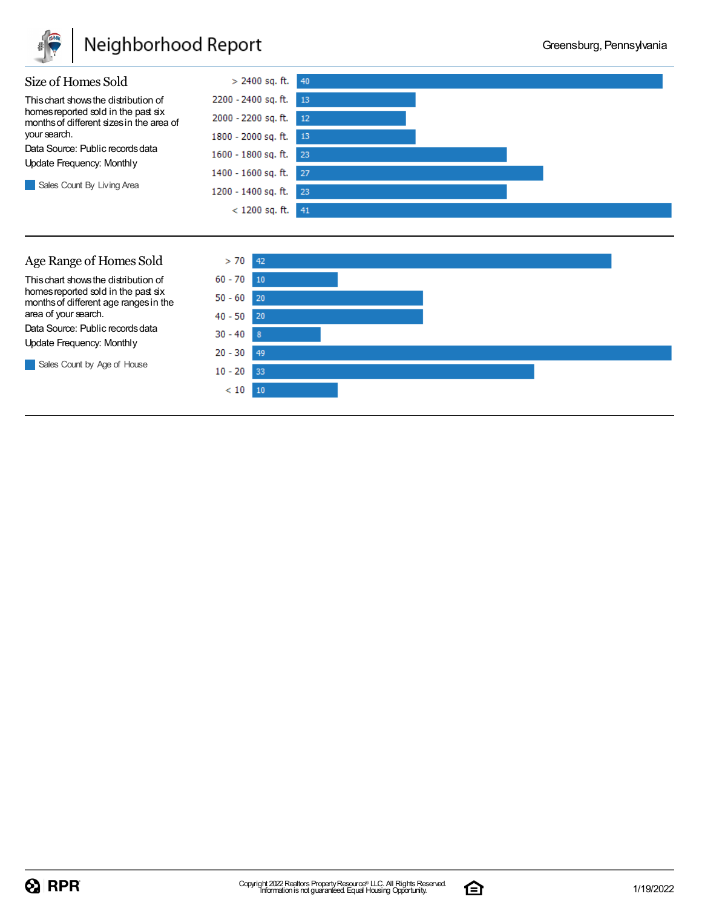## Size of Homes Sold

This chart shows the distribution of homes reported sold in the past six months of different sizes in the area of your search.

Data Source: Public records data

Update Frequency: Monthly

Sales Count By Living Area

| Living Area | Sales Count |
|---|---|
| > 2400 sq. ft. | 40 |
| 2200 - 2400 sq. ft. | 13 |
| 2000 - 2200 sq. ft. | 12 |
| 1800 - 2000 sq. ft. | 13 |
| 1600 - 1800 sq. ft. | 23 |
| 1400 - 1600 sq. ft. | 27 |
| 1200 - 1400 sq. ft. | 23 |
| < 1200 sq. ft. | 41 |

## Age Range of Homes Sold

This chart shows the distribution of homes reported sold in the past six months of different age ranges in the area of your search.

Data Source: Public records data

Update Frequency: Monthly

Sales Count by Age of House

| Age of House | Sales Count |
|---|---|
| > 70 | 42 |
| 60 - 70 | 10 |
| 50 - 60 | 20 |
| 40 - 50 | 20 |
| 30 - 40 | 8 |
| 20 - 30 | 49 |
| 10 - 20 | 33 |
| < 10 | 10 |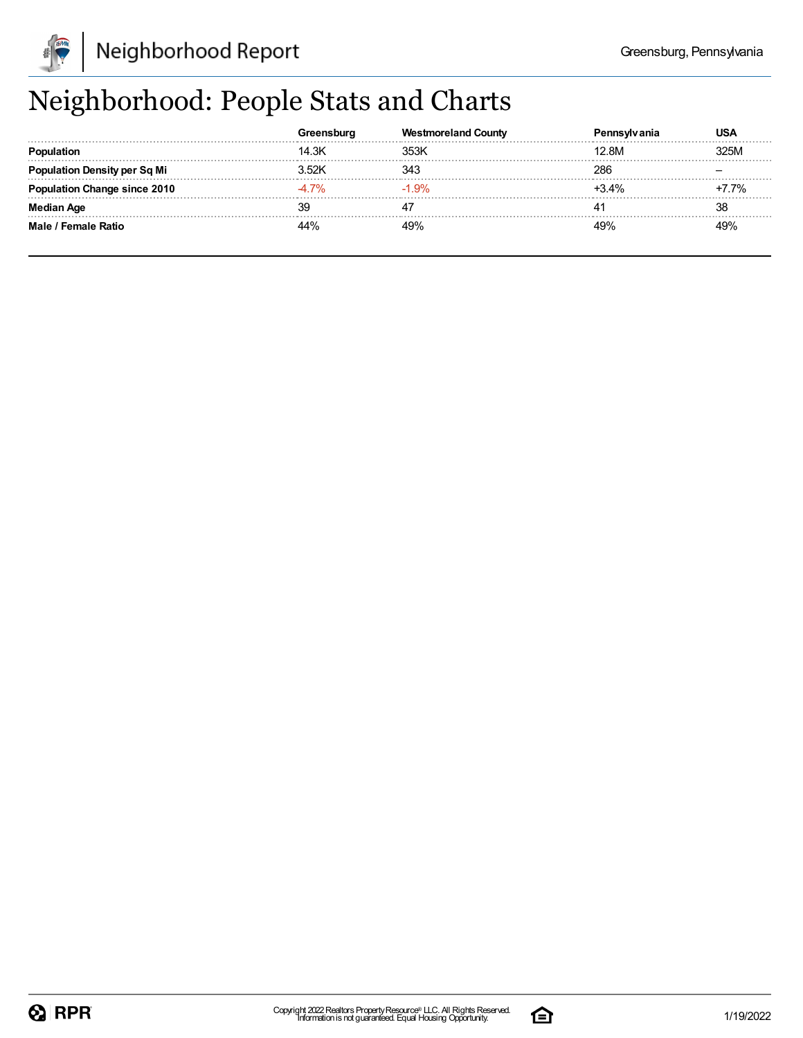# Neighborhood: People Stats and Charts

| | Greensburg | Westmoreland County | Pennsylvania | USA |
|---|---|---|---|---|
| **Population** | 14.3K | 353K | 12.8M | 325M |
| **Population Density per Sq Mi** | 3.52K | 343 | 286 | – |
| **Population Change since 2010** | -4.7% | -1.9% | +3.4% | +7.7% |
| **Median Age** | 39 | 47 | 41 | 38 |
| **Male / Female Ratio** | 44% | 49% | 49% | 49% |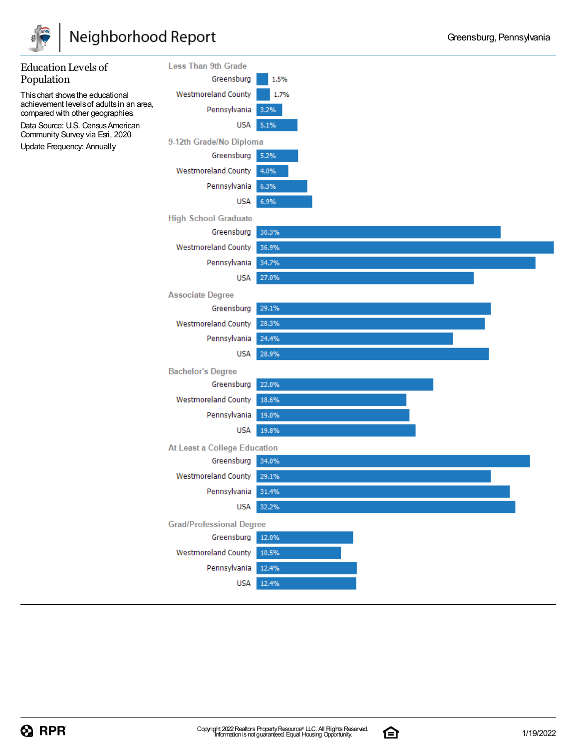## Education Levels of Population

This chart shows the educational achievement levels of adults in an area, compared with other geographies.

Data Source: U.S. Census American Community Survey via Esri, 2020

Update Frequency: Annually

| | Greensburg | Westmoreland County | Pennsylvania | USA |
|---|---|---|---|---|
| Less Than 9th Grade | 1.5% | 1.7% | 3.2% | 5.1% |
| 9-12th Grade/No Diploma | 5.2% | 4.0% | 6.3% | 6.9% |
| High School Graduate | 30.3% | 36.9% | 34.7% | 27.0% |
| Associate Degree | 29.1% | 28.3% | 24.4% | 28.9% |
| Bachelor's Degree | 22.0% | 18.6% | 19.0% | 19.8% |
| At Least a College Education | 34.0% | 29.1% | 31.4% | 32.2% |
| Grad/Professional Degree | 12.0% | 10.5% | 12.4% | 12.4% |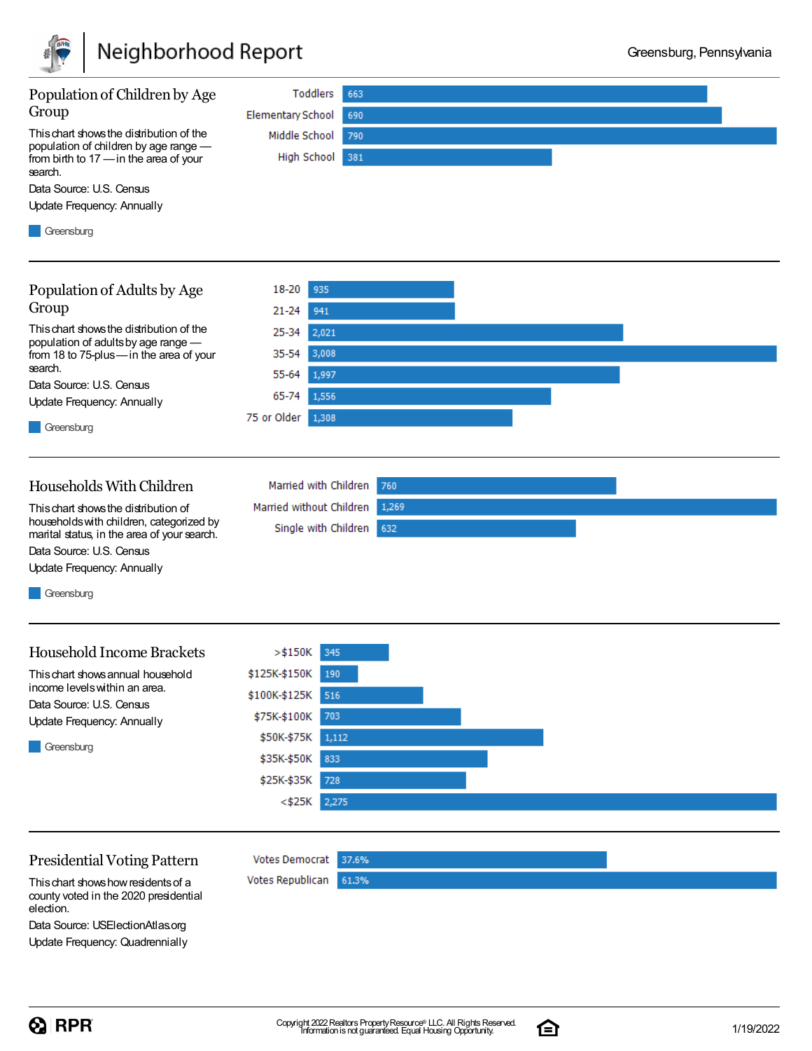## Population of Children by Age Group

This chart shows the distribution of the population of children by age range — from birth to 17 — in the area of your search.

Data Source: U.S. Census

Update Frequency: Annually

| Age Group | Greensburg |
|---|---|
| Toddlers | 663 |
| Elementary School | 690 |
| Middle School | 790 |
| High School | 381 |

## Population of Adults by Age Group

This chart shows the distribution of the population of adults by age range — from 18 to 75-plus — in the area of your search.

Data Source: U.S. Census

Update Frequency: Annually

| Age Group | Greensburg |
|---|---|
| 18-20 | 935 |
| 21-24 | 941 |
| 25-34 | 2,021 |
| 35-54 | 3,008 |
| 55-64 | 1,997 |
| 65-74 | 1,556 |
| 75 or Older | 1,308 |

## Households With Children

This chart shows the distribution of households with children, categorized by marital status, in the area of your search.

Data Source: U.S. Census

Update Frequency: Annually

| Household Type | Greensburg |
|---|---|
| Married with Children | 760 |
| Married without Children | 1,269 |
| Single with Children | 632 |

## Household Income Brackets

This chart shows annual household income levels within an area.

Data Source: U.S. Census

Update Frequency: Annually

| Income Bracket | Greensburg |
|---|---|
| >$150K | 345 |
| $125K-$150K | 190 |
| $100K-$125K | 516 |
| $75K-$100K | 703 |
| $50K-$75K | 1,112 |
| $35K-$50K | 833 |
| $25K-$35K | 728 |
| <$25K | 2,275 |

## Presidential Voting Pattern

This chart shows how residents of a county voted in the 2020 presidential election.

Data Source: USElectionAtlas.org

Update Frequency: Quadrennially

| Vote | Percentage |
|---|---|
| Votes Democrat | 37.6% |
| Votes Republican | 61.3% |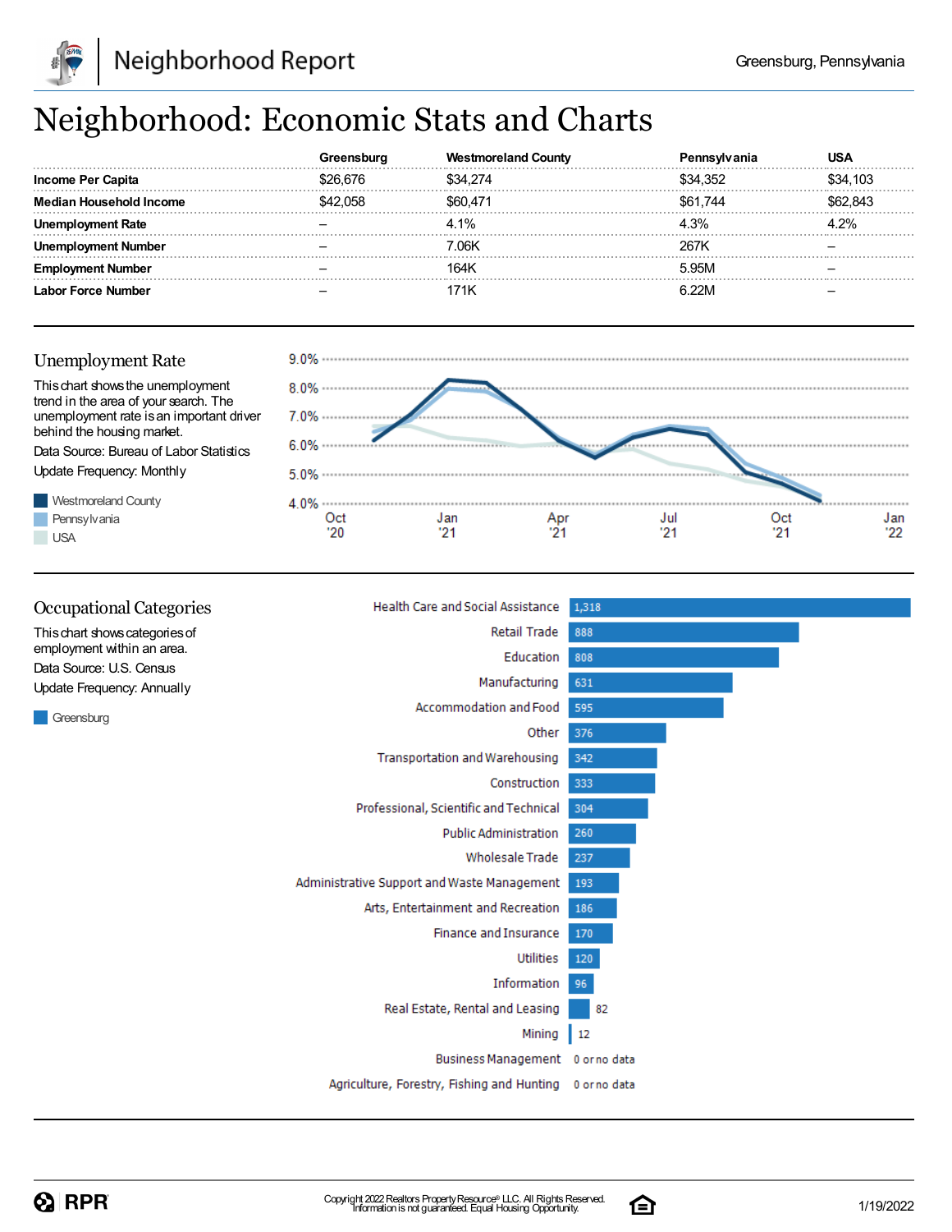# Neighborhood: Economic Stats and Charts

| | Greensburg | Westmoreland County | Pennsylvania | USA |
|---|---|---|---|---|
| **Income Per Capita** | $26,676 | $34,274 | $34,352 | $34,103 |
| **Median Household Income** | $42,058 | $60,471 | $61,744 | $62,843 |
| **Unemployment Rate** | – | 4.1% | 4.3% | 4.2% |
| **Unemployment Number** | – | 7.06K | 267K | – |
| **Employment Number** | – | 164K | 5.95M | – |
| **Labor Force Number** | – | 171K | 6.22M | – |

## Unemployment Rate

This chart shows the unemployment trend in the area of your search. The unemployment rate is an important driver behind the housing market.

Data Source: Bureau of Labor Statistics

Update Frequency: Monthly

- Westmoreland County
- Pennsylvania
- USA

## Occupational Categories

This chart shows categories of employment within an area.

Data Source: U.S. Census

Update Frequency: Annually

- Greensburg

| Category | Greensburg |
|---|---|
| Health Care and Social Assistance | 1,318 |
| Retail Trade | 888 |
| Education | 808 |
| Manufacturing | 631 |
| Accommodation and Food | 595 |
| Other | 376 |
| Transportation and Warehousing | 342 |
| Construction | 333 |
| Professional, Scientific and Technical | 304 |
| Public Administration | 260 |
| Wholesale Trade | 237 |
| Administrative Support and Waste Management | 193 |
| Arts, Entertainment and Recreation | 186 |
| Finance and Insurance | 170 |
| Utilities | 120 |
| Information | 96 |
| Real Estate, Rental and Leasing | 82 |
| Mining | 12 |
| Business Management | 0 or no data |
| Agriculture, Forestry, Fishing and Hunting | 0 or no data |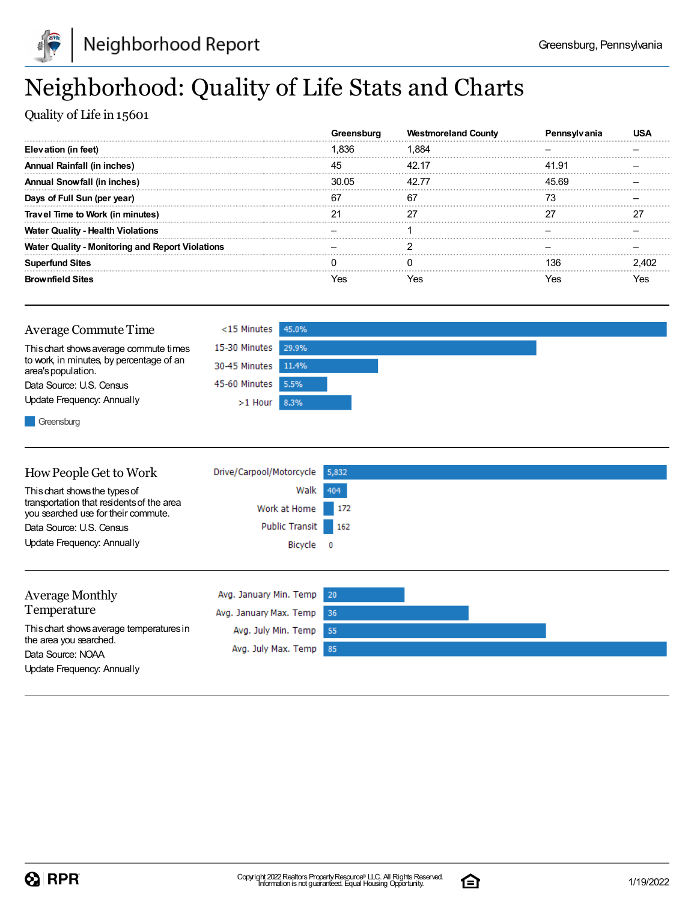# Neighborhood: Quality of Life Stats and Charts

Quality of Life in 15601

| | Greensburg | Westmoreland County | Pennsylvania | USA |
|---|---|---|---|---|
| **Elevation (in feet)** | 1,836 | 1,884 | – | – |
| **Annual Rainfall (in inches)** | 45 | 42.17 | 41.91 | – |
| **Annual Snowfall (in inches)** | 30.05 | 42.77 | 45.69 | – |
| **Days of Full Sun (per year)** | 67 | 67 | 73 | – |
| **Travel Time to Work (in minutes)** | 21 | 27 | 27 | 27 |
| **Water Quality - Health Violations** | – | 1 | – | – |
| **Water Quality - Monitoring and Report Violations** | – | 2 | – | – |
| **Superfund Sites** | 0 | 0 | 136 | 2,402 |
| **Brownfield Sites** | Yes | Yes | Yes | Yes |

## Average Commute Time

This chart shows average commute times to work, in minutes, by percentage of an area's population.

Data Source: U.S. Census

Update Frequency: Annually

| | Greensburg |
|---|---|
| <15 Minutes | 45.0% |
| 15-30 Minutes | 29.9% |
| 30-45 Minutes | 11.4% |
| 45-60 Minutes | 5.5% |
| >1 Hour | 8.3% |

## How People Get to Work

This chart shows the types of transportation that residents of the area you searched use for their commute.

Data Source: U.S. Census

Update Frequency: Annually

| | |
|---|---|
| Drive/Carpool/Motorcycle | 5,832 |
| Walk | 404 |
| Work at Home | 172 |
| Public Transit | 162 |
| Bicycle | 0 |

## Average Monthly Temperature

This chart shows average temperatures in the area you searched.

Data Source: NOAA

Update Frequency: Annually

| | |
|---|---|
| Avg. January Min. Temp | 20 |
| Avg. January Max. Temp | 36 |
| Avg. July Min. Temp | 55 |
| Avg. July Max. Temp | 85 |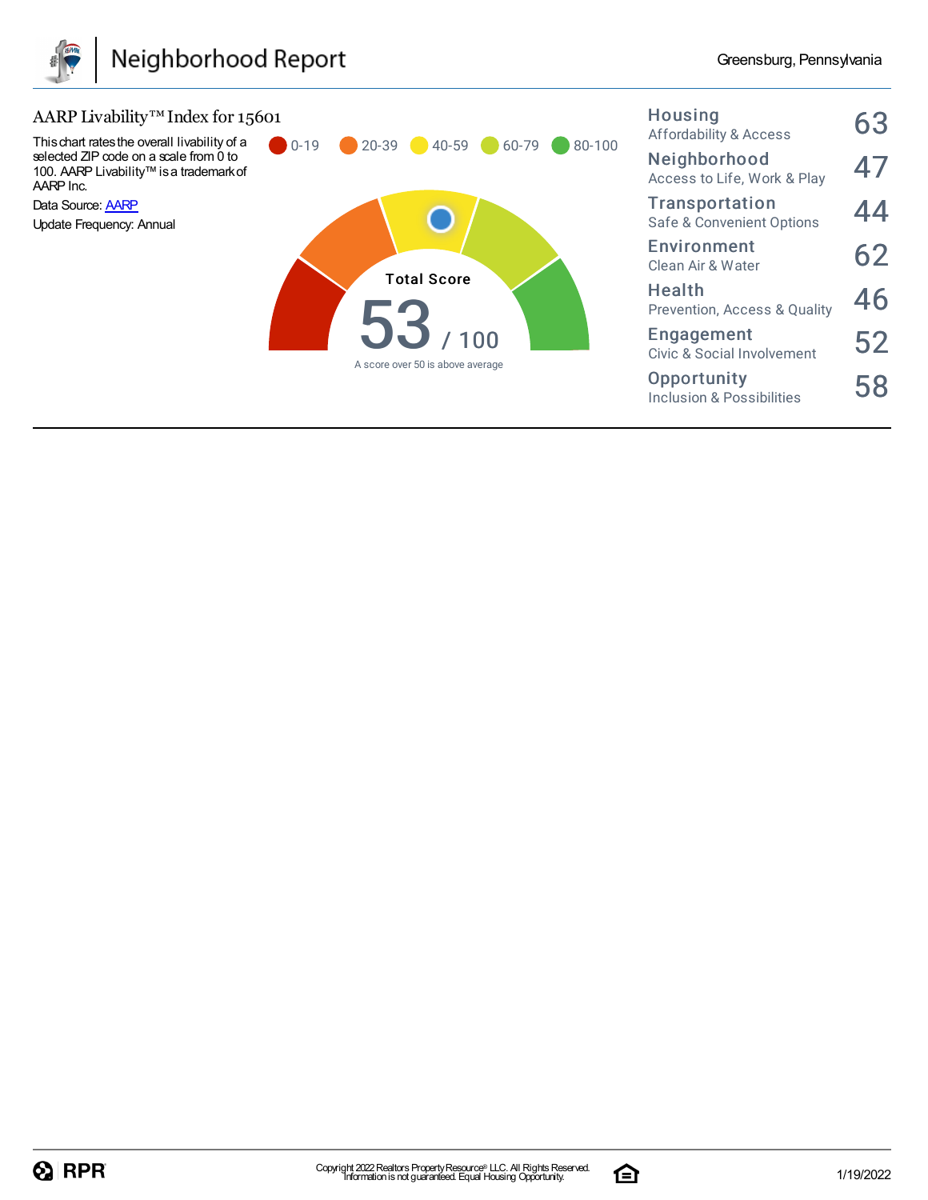## AARP Livability™ Index for 15601

This chart rates the overall livability of a selected ZIP code on a scale from 0 to 100. AARP Livability™ is a trademark of AARP Inc.

Data Source: AARP

Update Frequency: Annual

0-19 | 20-39 | 40-59 | 60-79 | 80-100

**Total Score**

**53** / 100

A score over 50 is above average

| Category | Score |
|---|---|
| **Housing** Affordability & Access | 63 |
| **Neighborhood** Access to Life, Work & Play | 47 |
| **Transportation** Safe & Convenient Options | 44 |
| **Environment** Clean Air & Water | 62 |
| **Health** Prevention, Access & Quality | 46 |
| **Engagement** Civic & Social Involvement | 52 |
| **Opportunity** Inclusion & Possibilities | 58 |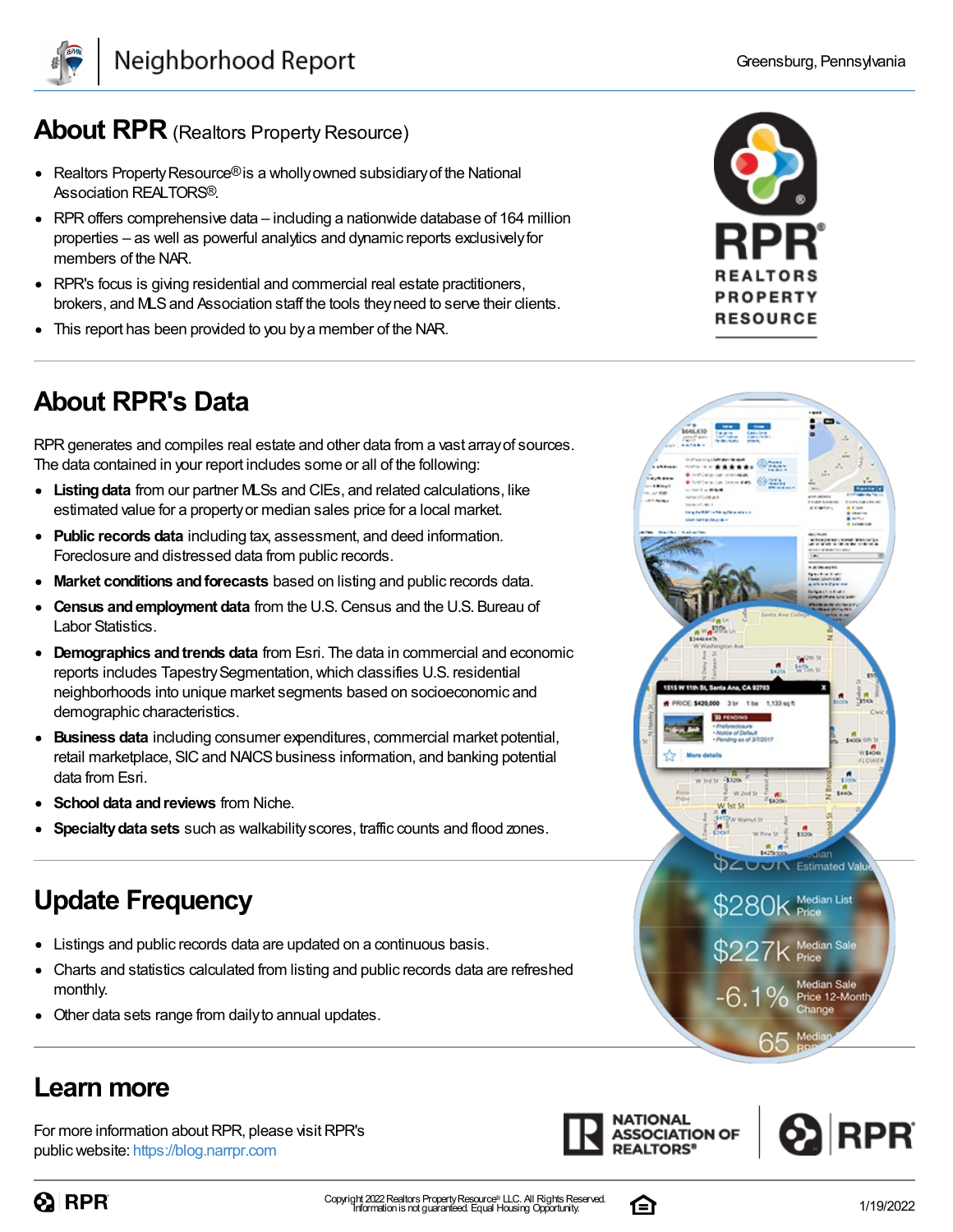## About RPR (Realtors Property Resource)

- Realtors Property Resource® is a wholly owned subsidiary of the National Association REALTORS®.
- RPR offers comprehensive data – including a nationwide database of 164 million properties – as well as powerful analytics and dynamic reports exclusively for members of the NAR.
- RPR's focus is giving residential and commercial real estate practitioners, brokers, and MLS and Association staff the tools they need to serve their clients.
- This report has been provided to you by a member of the NAR.

## About RPR's Data

RPR generates and compiles real estate and other data from a vast array of sources. The data contained in your report includes some or all of the following:

- **Listing data** from our partner MLSs and CIEs, and related calculations, like estimated value for a property or median sales price for a local market.
- **Public records data** including tax, assessment, and deed information. Foreclosure and distressed data from public records.
- **Market conditions and forecasts** based on listing and public records data.
- **Census and employment data** from the U.S. Census and the U.S. Bureau of Labor Statistics.
- **Demographics and trends data** from Esri. The data in commercial and economic reports includes Tapestry Segmentation, which classifies U.S. residential neighborhoods into unique market segments based on socioeconomic and demographic characteristics.
- **Business data** including consumer expenditures, commercial market potential, retail marketplace, SIC and NAICS business information, and banking potential data from Esri.
- **School data and reviews** from Niche.
- **Specialty data sets** such as walkability scores, traffic counts and flood zones.

## Update Frequency

- Listings and public records data are updated on a continuous basis.
- Charts and statistics calculated from listing and public records data are refreshed monthly.
- Other data sets range from daily to annual updates.

## Learn more

For more information about RPR, please visit RPR's public website: https://blog.narrpr.com